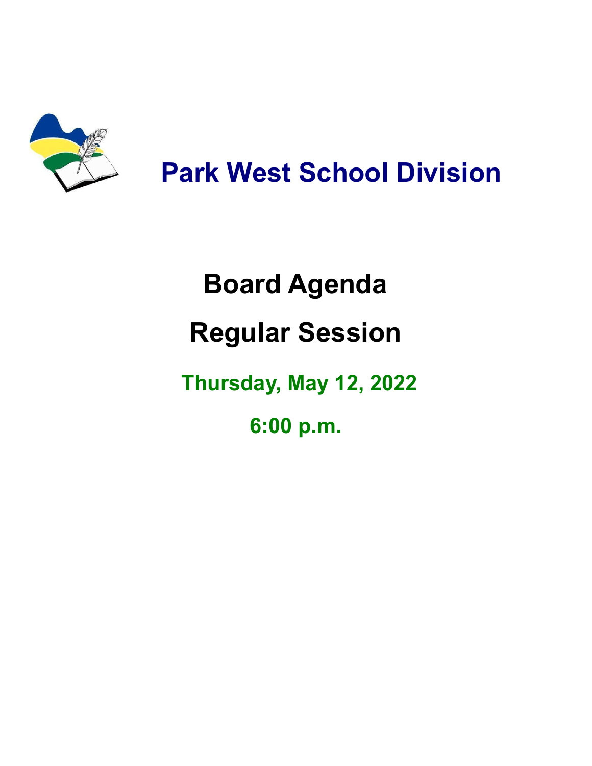# Park West School Division

## Board Agenda

## Regular Session

### Thursday, May 12, 2022

### 6:00 p.m.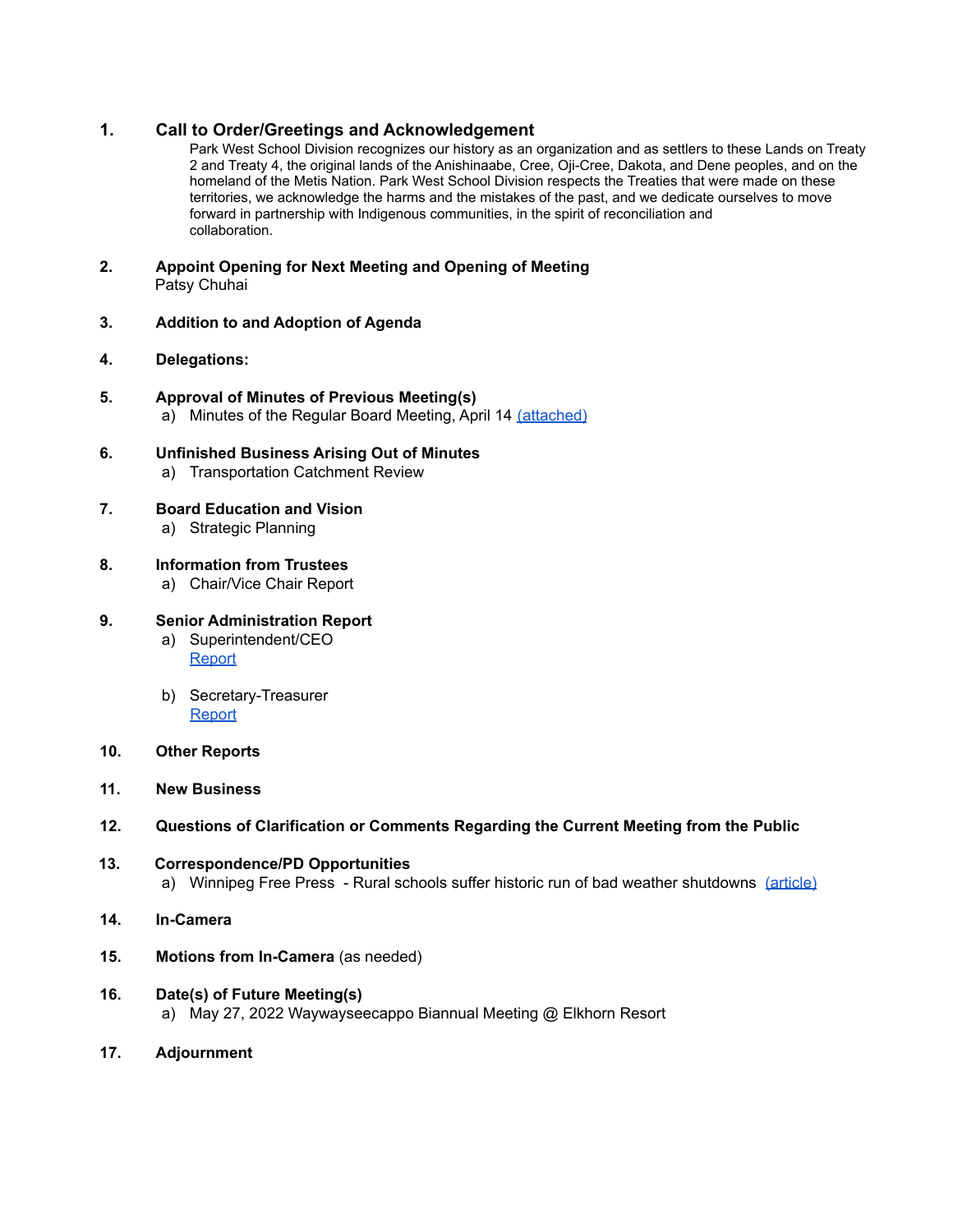1. **Call to Order/Greetings and Acknowledgement**

   Park West School Division recognizes our history as an organization and as settlers to these Lands on Treaty 2 and Treaty 4, the original lands of the Anishinaabe, Cree, Oji-Cree, Dakota, and Dene peoples, and on the homeland of the Metis Nation. Park West School Division respects the Treaties that were made on these territories, we acknowledge the harms and the mistakes of the past, and we dedicate ourselves to move forward in partnership with Indigenous communities, in the spirit of reconciliation and collaboration.

2. **Appoint Opening for Next Meeting and Opening of Meeting**

   Patsy Chuhai

3. **Addition to and Adoption of Agenda**

4. **Delegations:**

5. **Approval of Minutes of Previous Meeting(s)**
   a) Minutes of the Regular Board Meeting, April 14 (attached)

6. **Unfinished Business Arising Out of Minutes**
   a) Transportation Catchment Review

7. **Board Education and Vision**
   a) Strategic Planning

8. **Information from Trustees**
   a) Chair/Vice Chair Report

9. **Senior Administration Report**
   a) Superintendent/CEO
   Report

   b) Secretary-Treasurer
   Report

10. **Other Reports**

11. **New Business**

12. **Questions of Clarification or Comments Regarding the Current Meeting from the Public**

13. **Correspondence/PD Opportunities**
    a) Winnipeg Free Press - Rural schools suffer historic run of bad weather shutdowns (article)

14. **In-Camera**

15. **Motions from In-Camera** (as needed)

16. **Date(s) of Future Meeting(s)**
    a) May 27, 2022 Waywayseecappo Biannual Meeting @ Elkhorn Resort

17. **Adjournment**